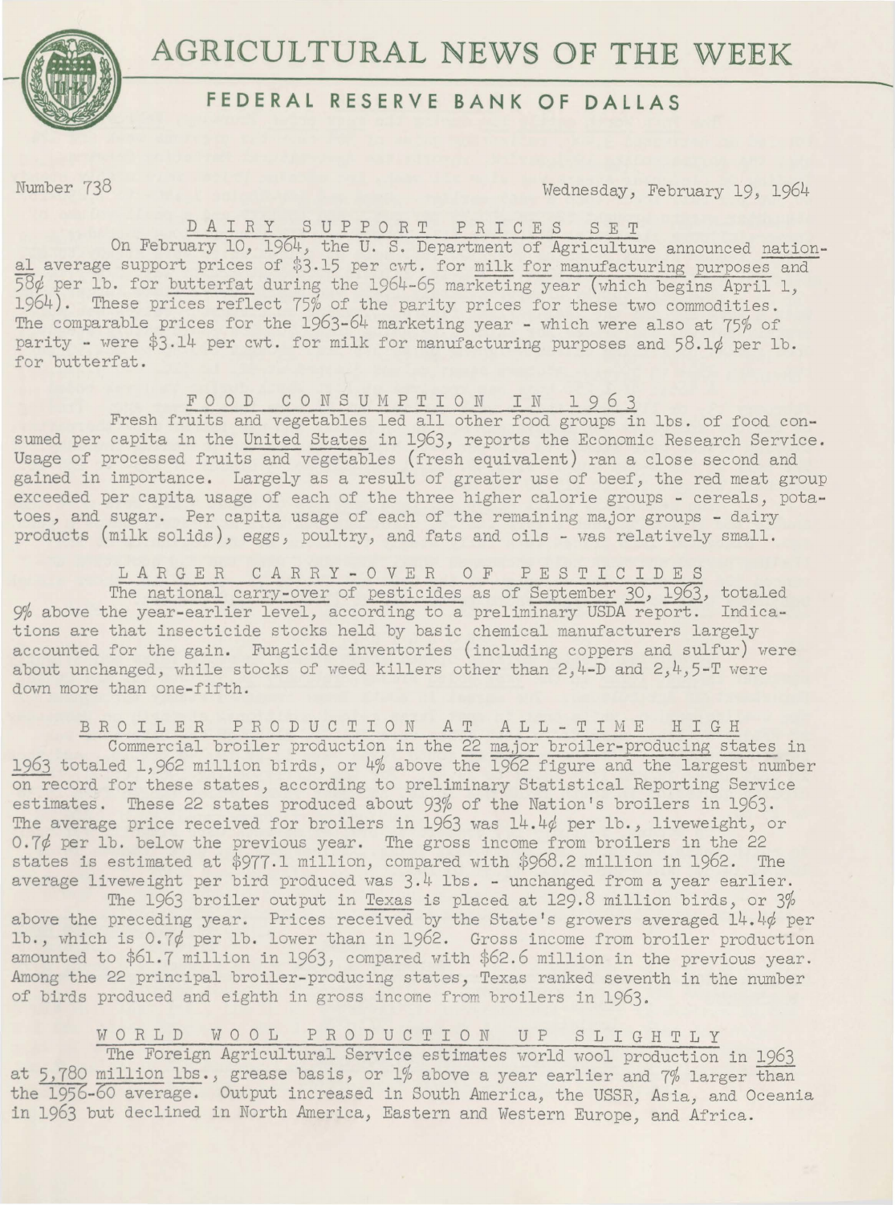# AGRICULTURAL NEWS OF THE WEEK

## FEDERAL RESERVE BANK OF DALLAS

Number 738

Wednesday, February 19, 1964

### DAIRY SUPPORT PRICES SET

On February 10, 1964, the U. S. Department of Agriculture announced national average support prices of $3.15 per cwt. for milk for manufacturing purposes and 58¢ per lb. for butterfat during the 1964-65 marketing year (which begins April 1, 1964). These prices reflect 75% of the parity prices for these two commodities. The comparable prices for the 1963-64 marketing year - which were also at 75% of parity - were $3.14 per cwt. for milk for manufacturing purposes and 58.1¢ per lb. for butterfat.

### FOOD CONSUMPTION IN 1963

Fresh fruits and vegetables led all other food groups in lbs. of food consumed per capita in the United States in 1963, reports the Economic Research Service. Usage of processed fruits and vegetables (fresh equivalent) ran a close second and gained in importance. Largely as a result of greater use of beef, the red meat group exceeded per capita usage of each of the three higher calorie groups - cereals, potatoes, and sugar. Per capita usage of each of the remaining major groups - dairy products (milk solids), eggs, poultry, and fats and oils - was relatively small.

### LARGER CARRY-OVER OF PESTICIDES

The national carry-over of pesticides as of September 30, 1963, totaled 9% above the year-earlier level, according to a preliminary USDA report. Indications are that insecticide stocks held by basic chemical manufacturers largely accounted for the gain. Fungicide inventories (including coppers and sulfur) were about unchanged, while stocks of weed killers other than 2,4-D and 2,4,5-T were down more than one-fifth.

### BROILER PRODUCTION AT ALL-TIME HIGH

Commercial broiler production in the 22 major broiler-producing states in 1963 totaled 1,962 million birds, or 4% above the 1962 figure and the largest number on record for these states, according to preliminary Statistical Reporting Service estimates. These 22 states produced about 93% of the Nation's broilers in 1963. The average price received for broilers in 1963 was 14.4¢ per lb., liveweight, or 0.7¢ per lb. below the previous year. The gross income from broilers in the 22 states is estimated at $977.1 million, compared with $968.2 million in 1962. The average liveweight per bird produced was 3.4 lbs. - unchanged from a year earlier.

The 1963 broiler output in Texas is placed at 129.8 million birds, or 3% above the preceding year. Prices received by the State's growers averaged 14.4¢ per lb., which is 0.7¢ per lb. lower than in 1962. Gross income from broiler production amounted to $61.7 million in 1963, compared with $62.6 million in the previous year. Among the 22 principal broiler-producing states, Texas ranked seventh in the number of birds produced and eighth in gross income from broilers in 1963.

### WORLD WOOL PRODUCTION UP SLIGHTLY

The Foreign Agricultural Service estimates world wool production in 1963 at 5,780 million lbs., grease basis, or 1% above a year earlier and 7% larger than the 1956-60 average. Output increased in South America, the USSR, Asia, and Oceania in 1963 but declined in North America, Eastern and Western Europe, and Africa.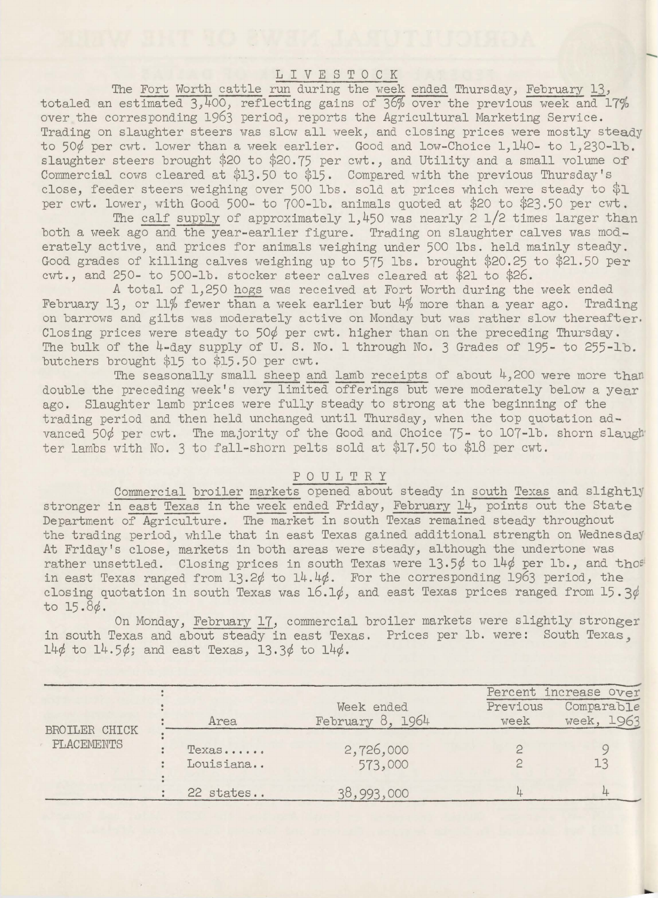## LIVESTOCK

The Fort Worth cattle run during the week ended Thursday, February 13, totaled an estimated 3,400, reflecting gains of 36% over the previous week and 17% over the corresponding 1963 period, reports the Agricultural Marketing Service. Trading on slaughter steers was slow all week, and closing prices were mostly steady to 50¢ per cwt. lower than a week earlier. Good and low-Choice 1,140- to 1,230-lb. slaughter steers brought $20 to $20.75 per cwt., and Utility and a small volume of Commercial cows cleared at $13.50 to $15. Compared with the previous Thursday's close, feeder steers weighing over 500 lbs. sold at prices which were steady to $1 per cwt. lower, with Good 500- to 700-lb. animals quoted at $20 to $23.50 per cwt.

The calf supply of approximately 1,450 was nearly 2 1/2 times larger than both a week ago and the year-earlier figure. Trading on slaughter calves was moderately active, and prices for animals weighing under 500 lbs. held mainly steady. Good grades of killing calves weighing up to 575 lbs. brought $20.25 to $21.50 per cwt., and 250- to 500-lb. stocker steer calves cleared at $21 to $26.

A total of 1,250 hogs was received at Fort Worth during the week ended February 13, or 11% fewer than a week earlier but 4% more than a year ago. Trading on barrows and gilts was moderately active on Monday but was rather slow thereafter. Closing prices were steady to 50¢ per cwt. higher than on the preceding Thursday. The bulk of the 4-day supply of U. S. No. 1 through No. 3 Grades of 195- to 255-lb. butchers brought $15 to $15.50 per cwt.

The seasonally small sheep and lamb receipts of about 4,200 were more than double the preceding week's very limited offerings but were moderately below a year ago. Slaughter lamb prices were fully steady to strong at the beginning of the trading period and then held unchanged until Thursday, when the top quotation advanced 50¢ per cwt. The majority of the Good and Choice 75- to 107-lb. shorn slaughter lambs with No. 3 to fall-shorn pelts sold at $17.50 to $18 per cwt.

## POULTRY

Commercial broiler markets opened about steady in south Texas and slightly stronger in east Texas in the week ended Friday, February 14, points out the State Department of Agriculture. The market in south Texas remained steady throughout the trading period, while that in east Texas gained additional strength on Wednesday. At Friday's close, markets in both areas were steady, although the undertone was rather unsettled. Closing prices in south Texas were 13.5¢ to 14¢ per lb., and those in east Texas ranged from 13.2¢ to 14.4¢. For the corresponding 1963 period, the closing quotation in south Texas was 16.1¢, and east Texas prices ranged from 15.3¢ to 15.8¢.

On Monday, February 17, commercial broiler markets were slightly stronger in south Texas and about steady in east Texas. Prices per lb. were: South Texas, 14¢ to 14.5¢; and east Texas, 13.3¢ to 14¢.

| | | | Percent increase over | |
|---|---|---|---|---|
| | Area | Week ended February 8, 1964 | Previous week | Comparable week, 1963 |
| BROILER CHICK PLACEMENTS | Texas...... | 2,726,000 | 2 | 9 |
| | Louisiana.. | 573,000 | 2 | 13 |
| | 22 states.. | 38,993,000 | 4 | 4 |